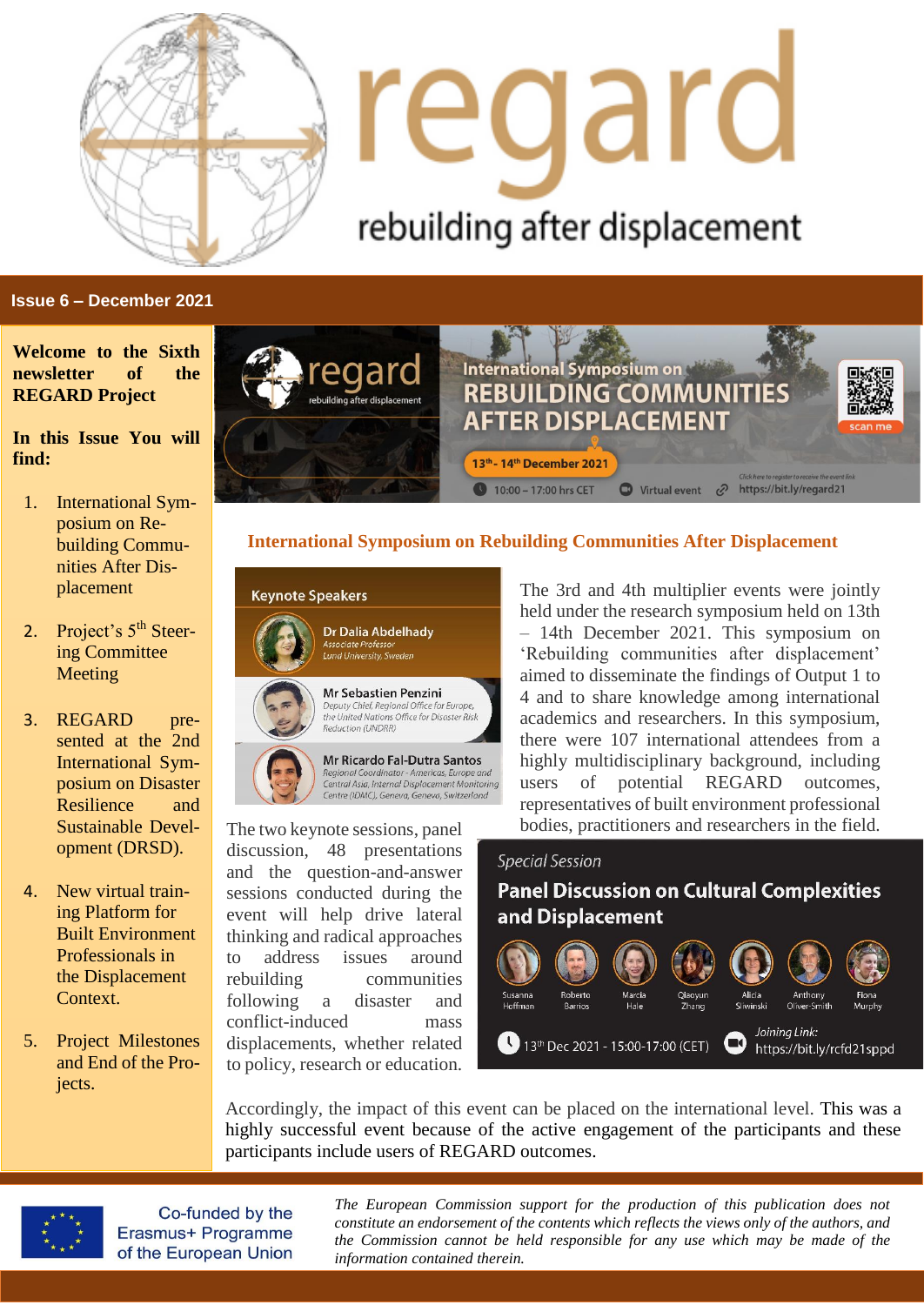# regard

rebuilding after displacement

**Issue 6 – December 2021**

**Welcome to the Sixth newsletter of the REGARD Project**

**In this Issue You will find:**

1. International Symposium on Rebuilding Communities After Displacement
2. Project's 5th Steering Committee Meeting
3. REGARD presented at the 2nd International Symposium on Disaster Resilience and Sustainable Development (DRSD).
4. New virtual training Platform for Built Environment Professionals in the Displacement Context.
5. Project Milestones and End of the Projects.

International Symposium on REBUILDING COMMUNITIES AFTER DISPLACEMENT

13th - 14th December 2021

10:00 – 17:00 hrs CET | Virtual event | https://bit.ly/regard21

## International Symposium on Rebuilding Communities After Displacement

**Keynote Speakers**

- **Dr Dalia Abdelhady** – Associate Professor, Lund University, Sweden
- **Mr Sebastien Penzini** – Deputy Chief, Regional Office for Europe, the United Nations Office for Disaster Risk Reduction (UNDRR)
- **Mr Ricardo Fal-Dutra Santos** – Regional Coordinator - Americas, Europe and Central Asia, Internal Displacement Monitoring Centre (IDMC), Geneva, Geneva, Switzerland

The 3rd and 4th multiplier events were jointly held under the research symposium held on 13th – 14th December 2021. This symposium on 'Rebuilding communities after displacement' aimed to disseminate the findings of Output 1 to 4 and to share knowledge among international academics and researchers. In this symposium, there were 107 international attendees from a highly multidisciplinary background, including users of potential REGARD outcomes, representatives of built environment professional bodies, practitioners and researchers in the field.

The two keynote sessions, panel discussion, 48 presentations and the question-and-answer sessions conducted during the event will help drive lateral thinking and radical approaches to address issues around rebuilding communities following a disaster and conflict-induced mass displacements, whether related to policy, research or education.

*Special Session*

**Panel Discussion on Cultural Complexities and Displacement**

Susanna Hoffman, Roberto Barrios, Marcia Hale, Qiaoyun Zhang, Alicia Sliwinski, Anthony Oliver-Smith, Fiona Murphy

13th Dec 2021 - 15:00-17:00 (CET)

*Joining Link:* https://bit.ly/rcfd21sppd

Accordingly, the impact of this event can be placed on the international level. This was a highly successful event because of the active engagement of the participants and these participants include users of REGARD outcomes.

Co-funded by the Erasmus+ Programme of the European Union

*The European Commission support for the production of this publication does not constitute an endorsement of the contents which reflects the views only of the authors, and the Commission cannot be held responsible for any use which may be made of the information contained therein.*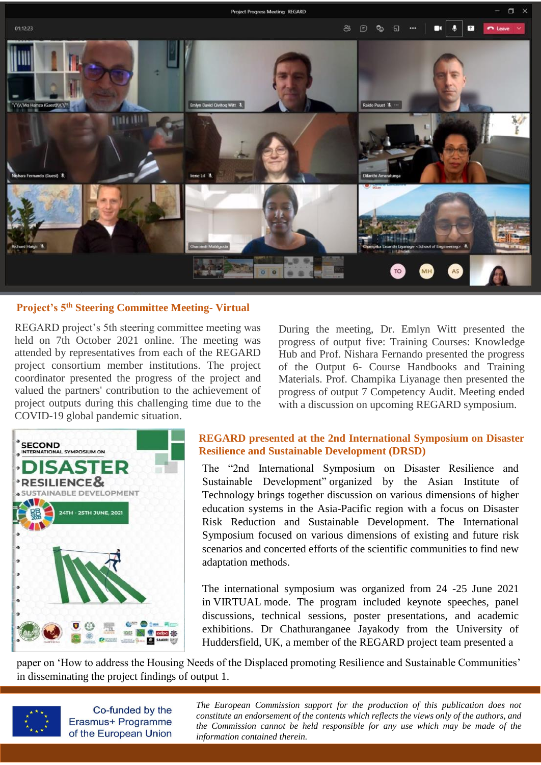## Project's 5th Steering Committee Meeting- Virtual

REGARD project's 5th steering committee meeting was held on 7th October 2021 online. The meeting was attended by representatives from each of the REGARD project consortium member institutions. The project coordinator presented the progress of the project and valued the partners' contribution to the achievement of project outputs during this challenging time due to the COVID-19 global pandemic situation.

During the meeting, Dr. Emlyn Witt presented the progress of output five: Training Courses: Knowledge Hub and Prof. Nishara Fernando presented the progress of the Output 6- Course Handbooks and Training Materials. Prof. Champika Liyanage then presented the progress of output 7 Competency Audit. Meeting ended with a discussion on upcoming REGARD symposium.

## REGARD presented at the 2nd International Symposium on Disaster Resilience and Sustainable Development (DRSD)

The "2nd International Symposium on Disaster Resilience and Sustainable Development" organized by the Asian Institute of Technology brings together discussion on various dimensions of higher education systems in the Asia-Pacific region with a focus on Disaster Risk Reduction and Sustainable Development. The International Symposium focused on various dimensions of existing and future risk scenarios and concerted efforts of the scientific communities to find new adaptation methods.

The international symposium was organized from 24 -25 June 2021 in VIRTUAL mode. The program included keynote speeches, panel discussions, technical sessions, poster presentations, and academic exhibitions. Dr Chathuranganee Jayakody from the University of Huddersfield, UK, a member of the REGARD project team presented a paper on 'How to address the Housing Needs of the Displaced promoting Resilience and Sustainable Communities' in disseminating the project findings of output 1.

Co-funded by the Erasmus+ Programme of the European Union

*The European Commission support for the production of this publication does not constitute an endorsement of the contents which reflects the views only of the authors, and the Commission cannot be held responsible for any use which may be made of the information contained therein.*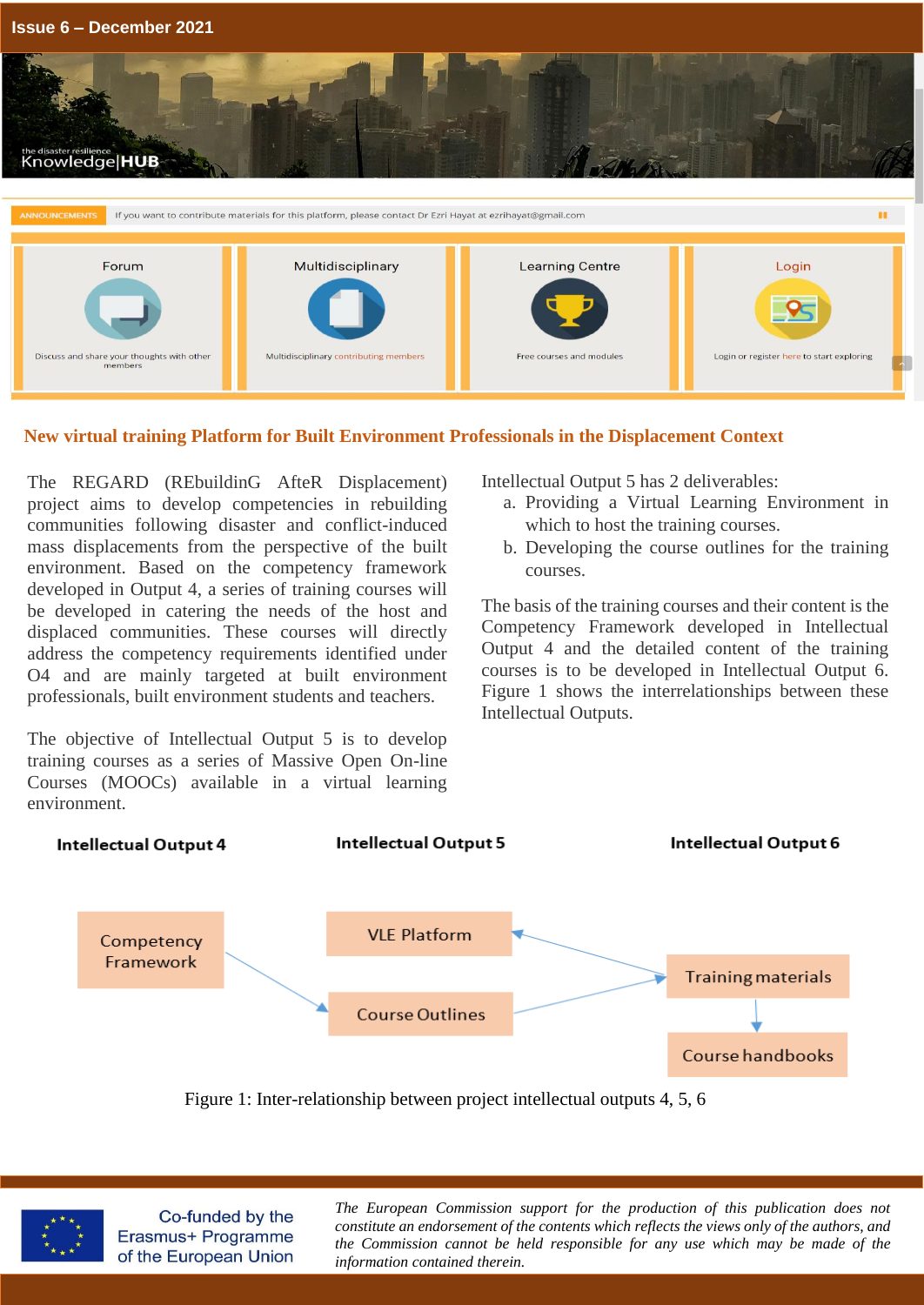## New virtual training Platform for Built Environment Professionals in the Displacement Context

The REGARD (REbuildinG AfteR Displacement) project aims to develop competencies in rebuilding communities following disaster and conflict-induced mass displacements from the perspective of the built environment. Based on the competency framework developed in Output 4, a series of training courses will be developed in catering the needs of the host and displaced communities. These courses will directly address the competency requirements identified under O4 and are mainly targeted at built environment professionals, built environment students and teachers.

The objective of Intellectual Output 5 is to develop training courses as a series of Massive Open On-line Courses (MOOCs) available in a virtual learning environment.

Intellectual Output 5 has 2 deliverables:

a. Providing a Virtual Learning Environment in which to host the training courses.
b. Developing the course outlines for the training courses.

The basis of the training courses and their content is the Competency Framework developed in Intellectual Output 4 and the detailed content of the training courses is to be developed in Intellectual Output 6. Figure 1 shows the interrelationships between these Intellectual Outputs.

Figure 1: Inter-relationship between project intellectual outputs 4, 5, 6

Co-funded by the Erasmus+ Programme of the European Union

*The European Commission support for the production of this publication does not constitute an endorsement of the contents which reflects the views only of the authors, and the Commission cannot be held responsible for any use which may be made of the information contained therein.*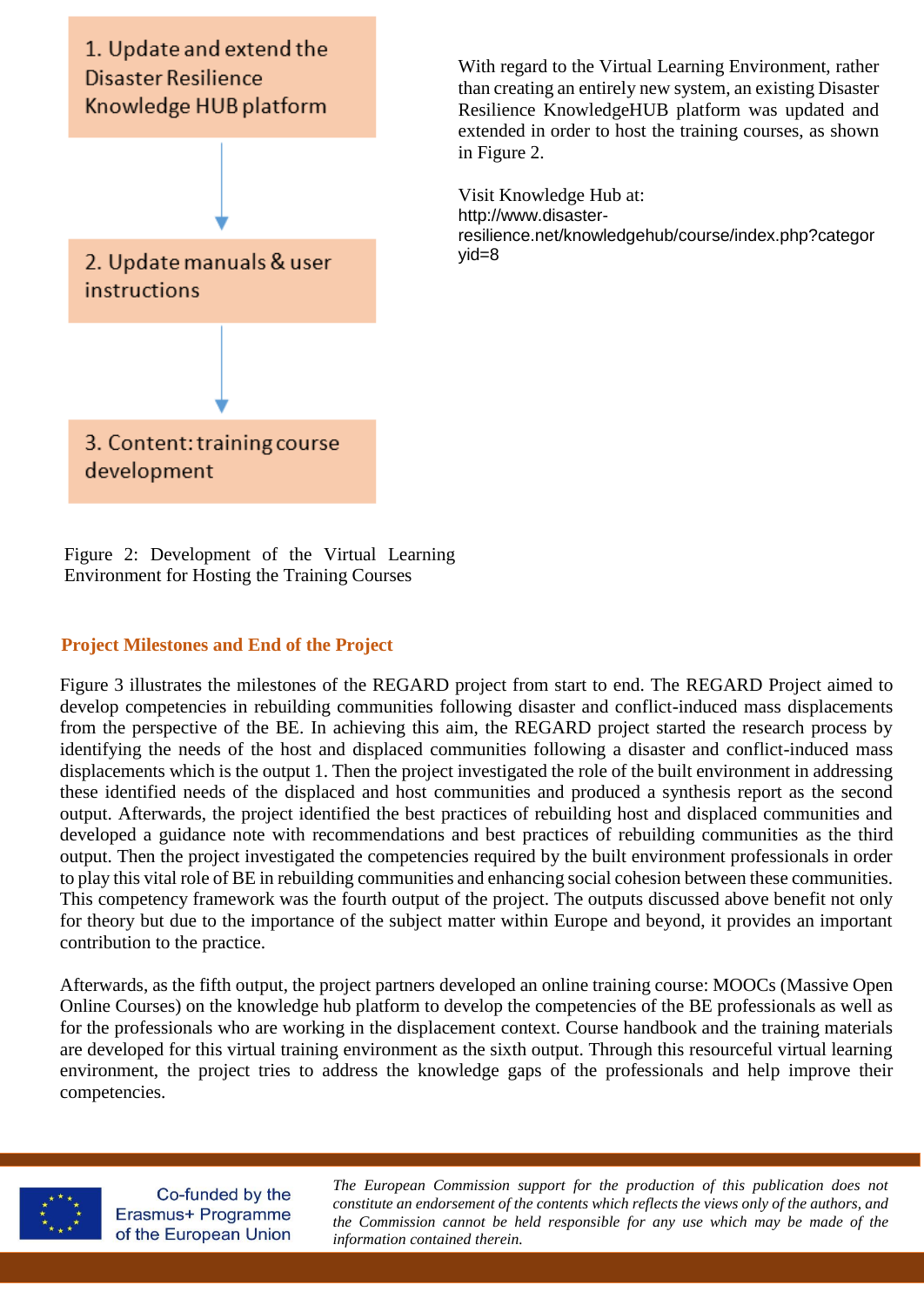1. Update and extend the Disaster Resilience Knowledge HUB platform

2. Update manuals & user instructions

3. Content: training course development

Figure 2: Development of the Virtual Learning Environment for Hosting the Training Courses

With regard to the Virtual Learning Environment, rather than creating an entirely new system, an existing Disaster Resilience KnowledgeHUB platform was updated and extended in order to host the training courses, as shown in Figure 2.

Visit Knowledge Hub at:
http://www.disaster-resilience.net/knowledgehub/course/index.php?categoryid=8

## Project Milestones and End of the Project

Figure 3 illustrates the milestones of the REGARD project from start to end. The REGARD Project aimed to develop competencies in rebuilding communities following disaster and conflict-induced mass displacements from the perspective of the BE. In achieving this aim, the REGARD project started the research process by identifying the needs of the host and displaced communities following a disaster and conflict-induced mass displacements which is the output 1. Then the project investigated the role of the built environment in addressing these identified needs of the displaced and host communities and produced a synthesis report as the second output. Afterwards, the project identified the best practices of rebuilding host and displaced communities and developed a guidance note with recommendations and best practices of rebuilding communities as the third output. Then the project investigated the competencies required by the built environment professionals in order to play this vital role of BE in rebuilding communities and enhancing social cohesion between these communities. This competency framework was the fourth output of the project. The outputs discussed above benefit not only for theory but due to the importance of the subject matter within Europe and beyond, it provides an important contribution to the practice.

Afterwards, as the fifth output, the project partners developed an online training course: MOOCs (Massive Open Online Courses) on the knowledge hub platform to develop the competencies of the BE professionals as well as for the professionals who are working in the displacement context. Course handbook and the training materials are developed for this virtual training environment as the sixth output. Through this resourceful virtual learning environment, the project tries to address the knowledge gaps of the professionals and help improve their competencies.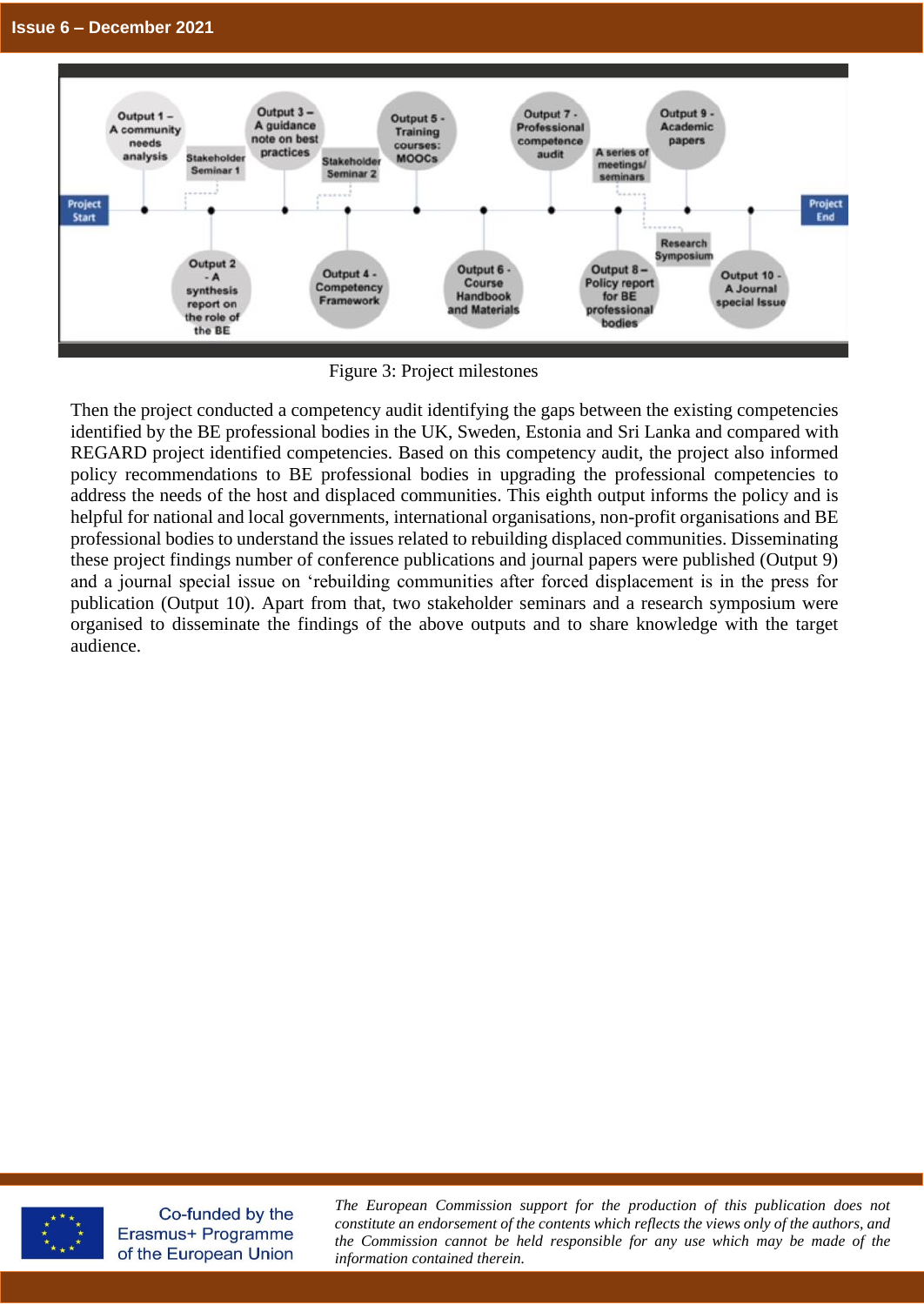Figure 3: Project milestones

Then the project conducted a competency audit identifying the gaps between the existing competencies identified by the BE professional bodies in the UK, Sweden, Estonia and Sri Lanka and compared with REGARD project identified competencies. Based on this competency audit, the project also informed policy recommendations to BE professional bodies in upgrading the professional competencies to address the needs of the host and displaced communities. This eighth output informs the policy and is helpful for national and local governments, international organisations, non-profit organisations and BE professional bodies to understand the issues related to rebuilding displaced communities. Disseminating these project findings number of conference publications and journal papers were published (Output 9) and a journal special issue on 'rebuilding communities after forced displacement is in the press for publication (Output 10). Apart from that, two stakeholder seminars and a research symposium were organised to disseminate the findings of the above outputs and to share knowledge with the target audience.

Co-funded by the Erasmus+ Programme of the European Union

*The European Commission support for the production of this publication does not constitute an endorsement of the contents which reflects the views only of the authors, and the Commission cannot be held responsible for any use which may be made of the information contained therein.*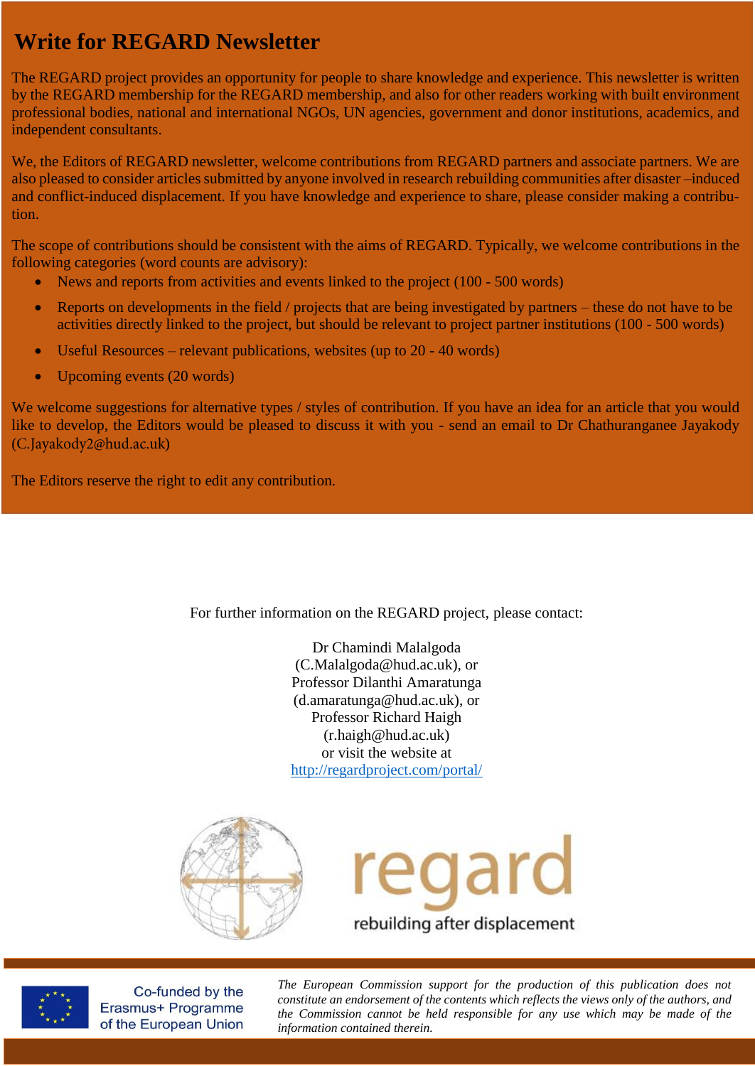# Write for REGARD Newsletter

The REGARD project provides an opportunity for people to share knowledge and experience. This newsletter is written by the REGARD membership for the REGARD membership, and also for other readers working with built environment professional bodies, national and international NGOs, UN agencies, government and donor institutions, academics, and independent consultants.

We, the Editors of REGARD newsletter, welcome contributions from REGARD partners and associate partners. We are also pleased to consider articles submitted by anyone involved in research rebuilding communities after disaster –induced and conflict-induced displacement. If you have knowledge and experience to share, please consider making a contribution.

The scope of contributions should be consistent with the aims of REGARD. Typically, we welcome contributions in the following categories (word counts are advisory):

- News and reports from activities and events linked to the project (100 - 500 words)
- Reports on developments in the field / projects that are being investigated by partners – these do not have to be activities directly linked to the project, but should be relevant to project partner institutions (100 - 500 words)
- Useful Resources – relevant publications, websites (up to 20 - 40 words)
- Upcoming events (20 words)

We welcome suggestions for alternative types / styles of contribution. If you have an idea for an article that you would like to develop, the Editors would be pleased to discuss it with you - send an email to Dr Chathuranganee Jayakody (C.Jayakody2@hud.ac.uk)

The Editors reserve the right to edit any contribution.

For further information on the REGARD project, please contact:

Dr Chamindi Malalgoda
(C.Malalgoda@hud.ac.uk), or
Professor Dilanthi Amaratunga
(d.amaratunga@hud.ac.uk), or
Professor Richard Haigh
(r.haigh@hud.ac.uk)
or visit the website at
http://regardproject.com/portal/

regard
rebuilding after displacement

Co-funded by the Erasmus+ Programme of the European Union

*The European Commission support for the production of this publication does not constitute an endorsement of the contents which reflects the views only of the authors, and the Commission cannot be held responsible for any use which may be made of the information contained therein.*